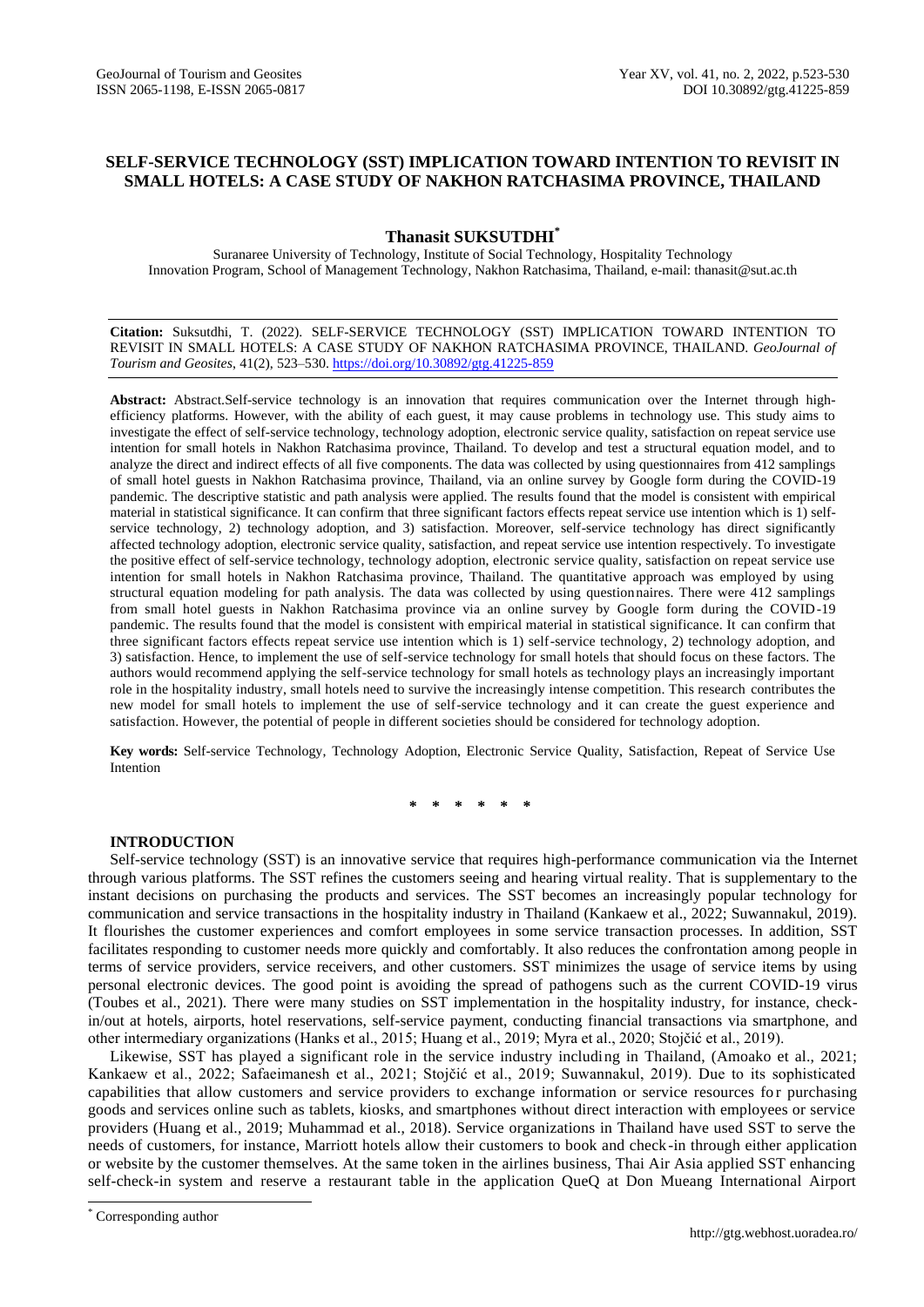# SELF-SERVICE TECHNOLOGY (SST) IMPLICATION TOWARD INTENTION TO REVISIT IN SMALL HOTELS: A CASE STUDY OF NAKHON RATCHASIMA PROVINCE, THAILAND

**Thanasit SUKSUTDHI**[*]

Suranaree University of Technology, Institute of Social Technology, Hospitality Technology Innovation Program, School of Management Technology, Nakhon Ratchasima, Thailand, e-mail: thanasit@sut.ac.th

---

**Citation:** Suksutdhi, T. (2022). SELF-SERVICE TECHNOLOGY (SST) IMPLICATION TOWARD INTENTION TO REVISIT IN SMALL HOTELS: A CASE STUDY OF NAKHON RATCHASIMA PROVINCE, THAILAND. *GeoJournal of Tourism and Geosites*, 41(2), 523–530. https://doi.org/10.30892/gtg.41225-859

---

**Abstract:** Abstract.Self-service technology is an innovation that requires communication over the Internet through high-efficiency platforms. However, with the ability of each guest, it may cause problems in technology use. This study aims to investigate the effect of self-service technology, technology adoption, electronic service quality, satisfaction on repeat service use intention for small hotels in Nakhon Ratchasima province, Thailand. To develop and test a structural equation model, and to analyze the direct and indirect effects of all five components. The data was collected by using questionnaires from 412 samplings of small hotel guests in Nakhon Ratchasima province, Thailand, via an online survey by Google form during the COVID-19 pandemic. The descriptive statistic and path analysis were applied. The results found that the model is consistent with empirical material in statistical significance. It can confirm that three significant factors effects repeat service use intention which is 1) self-service technology, 2) technology adoption, and 3) satisfaction. Moreover, self-service technology has direct significantly affected technology adoption, electronic service quality, satisfaction, and repeat service use intention respectively. To investigate the positive effect of self-service technology, technology adoption, electronic service quality, satisfaction on repeat service use intention for small hotels in Nakhon Ratchasima province, Thailand. The quantitative approach was employed by using structural equation modeling for path analysis. The data was collected by using questionnaires. There were 412 samplings from small hotel guests in Nakhon Ratchasima province via an online survey by Google form during the COVID-19 pandemic. The results found that the model is consistent with empirical material in statistical significance. It can confirm that three significant factors effects repeat service use intention which is 1) self-service technology, 2) technology adoption, and 3) satisfaction. Hence, to implement the use of self-service technology for small hotels that should focus on these factors. The authors would recommend applying the self-service technology for small hotels as technology plays an increasingly important role in the hospitality industry, small hotels need to survive the increasingly intense competition. This research contributes the new model for small hotels to implement the use of self-service technology and it can create the guest experience and satisfaction. However, the potential of people in different societies should be considered for technology adoption.

**Key words:** Self-service Technology, Technology Adoption, Electronic Service Quality, Satisfaction, Repeat of Service Use Intention

\* \* \* \* \* \*

## INTRODUCTION

Self-service technology (SST) is an innovative service that requires high-performance communication via the Internet through various platforms. The SST refines the customers seeing and hearing virtual reality. That is supplementary to the instant decisions on purchasing the products and services. The SST becomes an increasingly popular technology for communication and service transactions in the hospitality industry in Thailand (Kankaew et al., 2022; Suwannakul, 2019). It flourishes the customer experiences and comfort employees in some service transaction processes. In addition, SST facilitates responding to customer needs more quickly and comfortably. It also reduces the confrontation among people in terms of service providers, service receivers, and other customers. SST minimizes the usage of service items by using personal electronic devices. The good point is avoiding the spread of pathogens such as the current COVID-19 virus (Toubes et al., 2021). There were many studies on SST implementation in the hospitality industry, for instance, check-in/out at hotels, airports, hotel reservations, self-service payment, conducting financial transactions via smartphone, and other intermediary organizations (Hanks et al., 2015; Huang et al., 2019; Myra et al., 2020; Stojčić et al., 2019).

Likewise, SST has played a significant role in the service industry including in Thailand, (Amoako et al., 2021; Kankaew et al., 2022; Safaeimanesh et al., 2021; Stojčić et al., 2019; Suwannakul, 2019). Due to its sophisticated capabilities that allow customers and service providers to exchange information or service resources for purchasing goods and services online such as tablets, kiosks, and smartphones without direct interaction with employees or service providers (Huang et al., 2019; Muhammad et al., 2018). Service organizations in Thailand have used SST to serve the needs of customers, for instance, Marriott hotels allow their customers to book and check-in through either application or website by the customer themselves. At the same token in the airlines business, Thai Air Asia applied SST enhancing self-check-in system and reserve a restaurant table in the application QueQ at Don Mueang International Airport

---

[*] Corresponding author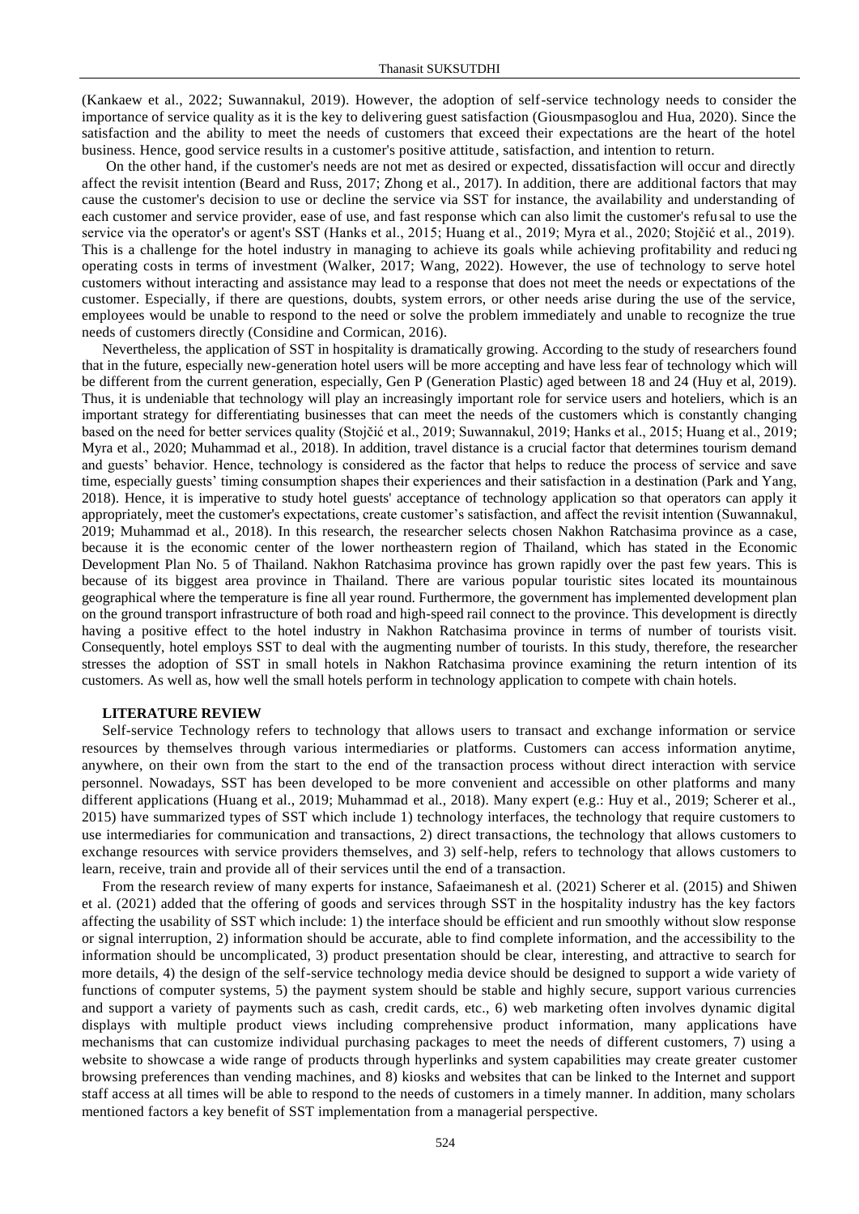(Kankaew et al., 2022; Suwannakul, 2019). However, the adoption of self-service technology needs to consider the importance of service quality as it is the key to delivering guest satisfaction (Giousmpasoglou and Hua, 2020). Since the satisfaction and the ability to meet the needs of customers that exceed their expectations are the heart of the hotel business. Hence, good service results in a customer's positive attitude, satisfaction, and intention to return.

On the other hand, if the customer's needs are not met as desired or expected, dissatisfaction will occur and directly affect the revisit intention (Beard and Russ, 2017; Zhong et al., 2017). In addition, there are additional factors that may cause the customer's decision to use or decline the service via SST for instance, the availability and understanding of each customer and service provider, ease of use, and fast response which can also limit the customer's refusal to use the service via the operator's or agent's SST (Hanks et al., 2015; Huang et al., 2019; Myra et al., 2020; Stojčić et al., 2019). This is a challenge for the hotel industry in managing to achieve its goals while achieving profitability and reducing operating costs in terms of investment (Walker, 2017; Wang, 2022). However, the use of technology to serve hotel customers without interacting and assistance may lead to a response that does not meet the needs or expectations of the customer. Especially, if there are questions, doubts, system errors, or other needs arise during the use of the service, employees would be unable to respond to the need or solve the problem immediately and unable to recognize the true needs of customers directly (Considine and Cormican, 2016).

Nevertheless, the application of SST in hospitality is dramatically growing. According to the study of researchers found that in the future, especially new-generation hotel users will be more accepting and have less fear of technology which will be different from the current generation, especially, Gen P (Generation Plastic) aged between 18 and 24 (Huy et al, 2019). Thus, it is undeniable that technology will play an increasingly important role for service users and hoteliers, which is an important strategy for differentiating businesses that can meet the needs of the customers which is constantly changing based on the need for better services quality (Stojčić et al., 2019; Suwannakul, 2019; Hanks et al., 2015; Huang et al., 2019; Myra et al., 2020; Muhammad et al., 2018). In addition, travel distance is a crucial factor that determines tourism demand and guests' behavior. Hence, technology is considered as the factor that helps to reduce the process of service and save time, especially guests' timing consumption shapes their experiences and their satisfaction in a destination (Park and Yang, 2018). Hence, it is imperative to study hotel guests' acceptance of technology application so that operators can apply it appropriately, meet the customer's expectations, create customer's satisfaction, and affect the revisit intention (Suwannakul, 2019; Muhammad et al., 2018). In this research, the researcher selects chosen Nakhon Ratchasima province as a case, because it is the economic center of the lower northeastern region of Thailand, which has stated in the Economic Development Plan No. 5 of Thailand. Nakhon Ratchasima province has grown rapidly over the past few years. This is because of its biggest area province in Thailand. There are various popular touristic sites located its mountainous geographical where the temperature is fine all year round. Furthermore, the government has implemented development plan on the ground transport infrastructure of both road and high-speed rail connect to the province. This development is directly having a positive effect to the hotel industry in Nakhon Ratchasima province in terms of number of tourists visit. Consequently, hotel employs SST to deal with the augmenting number of tourists. In this study, therefore, the researcher stresses the adoption of SST in small hotels in Nakhon Ratchasima province examining the return intention of its customers. As well as, how well the small hotels perform in technology application to compete with chain hotels.

## LITERATURE REVIEW

Self-service Technology refers to technology that allows users to transact and exchange information or service resources by themselves through various intermediaries or platforms. Customers can access information anytime, anywhere, on their own from the start to the end of the transaction process without direct interaction with service personnel. Nowadays, SST has been developed to be more convenient and accessible on other platforms and many different applications (Huang et al., 2019; Muhammad et al., 2018). Many expert (e.g.: Huy et al., 2019; Scherer et al., 2015) have summarized types of SST which include 1) technology interfaces, the technology that require customers to use intermediaries for communication and transactions, 2) direct transactions, the technology that allows customers to exchange resources with service providers themselves, and 3) self-help, refers to technology that allows customers to learn, receive, train and provide all of their services until the end of a transaction.

From the research review of many experts for instance, Safaeimanesh et al. (2021) Scherer et al. (2015) and Shiwen et al. (2021) added that the offering of goods and services through SST in the hospitality industry has the key factors affecting the usability of SST which include: 1) the interface should be efficient and run smoothly without slow response or signal interruption, 2) information should be accurate, able to find complete information, and the accessibility to the information should be uncomplicated, 3) product presentation should be clear, interesting, and attractive to search for more details, 4) the design of the self-service technology media device should be designed to support a wide variety of functions of computer systems, 5) the payment system should be stable and highly secure, support various currencies and support a variety of payments such as cash, credit cards, etc., 6) web marketing often involves dynamic digital displays with multiple product views including comprehensive product information, many applications have mechanisms that can customize individual purchasing packages to meet the needs of different customers, 7) using a website to showcase a wide range of products through hyperlinks and system capabilities may create greater customer browsing preferences than vending machines, and 8) kiosks and websites that can be linked to the Internet and support staff access at all times will be able to respond to the needs of customers in a timely manner. In addition, many scholars mentioned factors a key benefit of SST implementation from a managerial perspective.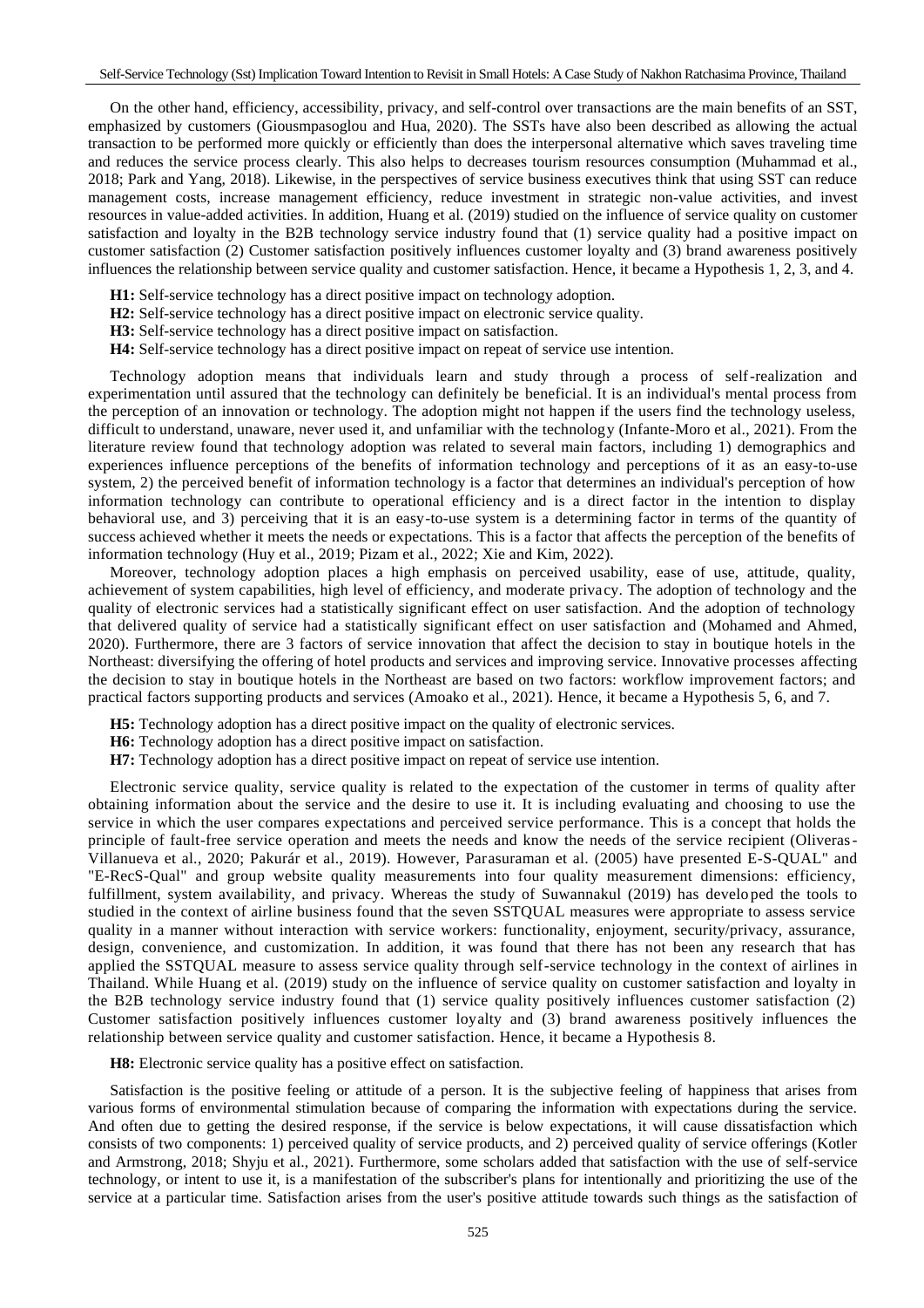On the other hand, efficiency, accessibility, privacy, and self-control over transactions are the main benefits of an SST, emphasized by customers (Giousmpasoglou and Hua, 2020). The SSTs have also been described as allowing the actual transaction to be performed more quickly or efficiently than does the interpersonal alternative which saves traveling time and reduces the service process clearly. This also helps to decreases tourism resources consumption (Muhammad et al., 2018; Park and Yang, 2018). Likewise, in the perspectives of service business executives think that using SST can reduce management costs, increase management efficiency, reduce investment in strategic non-value activities, and invest resources in value-added activities. In addition, Huang et al. (2019) studied on the influence of service quality on customer satisfaction and loyalty in the B2B technology service industry found that (1) service quality had a positive impact on customer satisfaction (2) Customer satisfaction positively influences customer loyalty and (3) brand awareness positively influences the relationship between service quality and customer satisfaction. Hence, it became a Hypothesis 1, 2, 3, and 4.

**H1:** Self-service technology has a direct positive impact on technology adoption.

**H2:** Self-service technology has a direct positive impact on electronic service quality.

**H3:** Self-service technology has a direct positive impact on satisfaction.

**H4:** Self-service technology has a direct positive impact on repeat of service use intention.

Technology adoption means that individuals learn and study through a process of self-realization and experimentation until assured that the technology can definitely be beneficial. It is an individual's mental process from the perception of an innovation or technology. The adoption might not happen if the users find the technology useless, difficult to understand, unaware, never used it, and unfamiliar with the technology (Infante-Moro et al., 2021). From the literature review found that technology adoption was related to several main factors, including 1) demographics and experiences influence perceptions of the benefits of information technology and perceptions of it as an easy-to-use system, 2) the perceived benefit of information technology is a factor that determines an individual's perception of how information technology can contribute to operational efficiency and is a direct factor in the intention to display behavioral use, and 3) perceiving that it is an easy-to-use system is a determining factor in terms of the quantity of success achieved whether it meets the needs or expectations. This is a factor that affects the perception of the benefits of information technology (Huy et al., 2019; Pizam et al., 2022; Xie and Kim, 2022).

Moreover, technology adoption places a high emphasis on perceived usability, ease of use, attitude, quality, achievement of system capabilities, high level of efficiency, and moderate privacy. The adoption of technology and the quality of electronic services had a statistically significant effect on user satisfaction. And the adoption of technology that delivered quality of service had a statistically significant effect on user satisfaction and (Mohamed and Ahmed, 2020). Furthermore, there are 3 factors of service innovation that affect the decision to stay in boutique hotels in the Northeast: diversifying the offering of hotel products and services and improving service. Innovative processes affecting the decision to stay in boutique hotels in the Northeast are based on two factors: workflow improvement factors; and practical factors supporting products and services (Amoako et al., 2021). Hence, it became a Hypothesis 5, 6, and 7.

**H5:** Technology adoption has a direct positive impact on the quality of electronic services.

**H6:** Technology adoption has a direct positive impact on satisfaction.

**H7:** Technology adoption has a direct positive impact on repeat of service use intention.

Electronic service quality, service quality is related to the expectation of the customer in terms of quality after obtaining information about the service and the desire to use it. It is including evaluating and choosing to use the service in which the user compares expectations and perceived service performance. This is a concept that holds the principle of fault-free service operation and meets the needs and know the needs of the service recipient (Oliveras-Villanueva et al., 2020; Pakurár et al., 2019). However, Parasuraman et al. (2005) have presented E-S-QUAL" and "E-RecS-Qual" and group website quality measurements into four quality measurement dimensions: efficiency, fulfillment, system availability, and privacy. Whereas the study of Suwannakul (2019) has developed the tools to studied in the context of airline business found that the seven SSTQUAL measures were appropriate to assess service quality in a manner without interaction with service workers: functionality, enjoyment, security/privacy, assurance, design, convenience, and customization. In addition, it was found that there has not been any research that has applied the SSTQUAL measure to assess service quality through self-service technology in the context of airlines in Thailand. While Huang et al. (2019) study on the influence of service quality on customer satisfaction and loyalty in the B2B technology service industry found that (1) service quality positively influences customer satisfaction (2) Customer satisfaction positively influences customer loyalty and (3) brand awareness positively influences the relationship between service quality and customer satisfaction. Hence, it became a Hypothesis 8.

**H8:** Electronic service quality has a positive effect on satisfaction.

Satisfaction is the positive feeling or attitude of a person. It is the subjective feeling of happiness that arises from various forms of environmental stimulation because of comparing the information with expectations during the service. And often due to getting the desired response, if the service is below expectations, it will cause dissatisfaction which consists of two components: 1) perceived quality of service products, and 2) perceived quality of service offerings (Kotler and Armstrong, 2018; Shyju et al., 2021). Furthermore, some scholars added that satisfaction with the use of self-service technology, or intent to use it, is a manifestation of the subscriber's plans for intentionally and prioritizing the use of the service at a particular time. Satisfaction arises from the user's positive attitude towards such things as the satisfaction of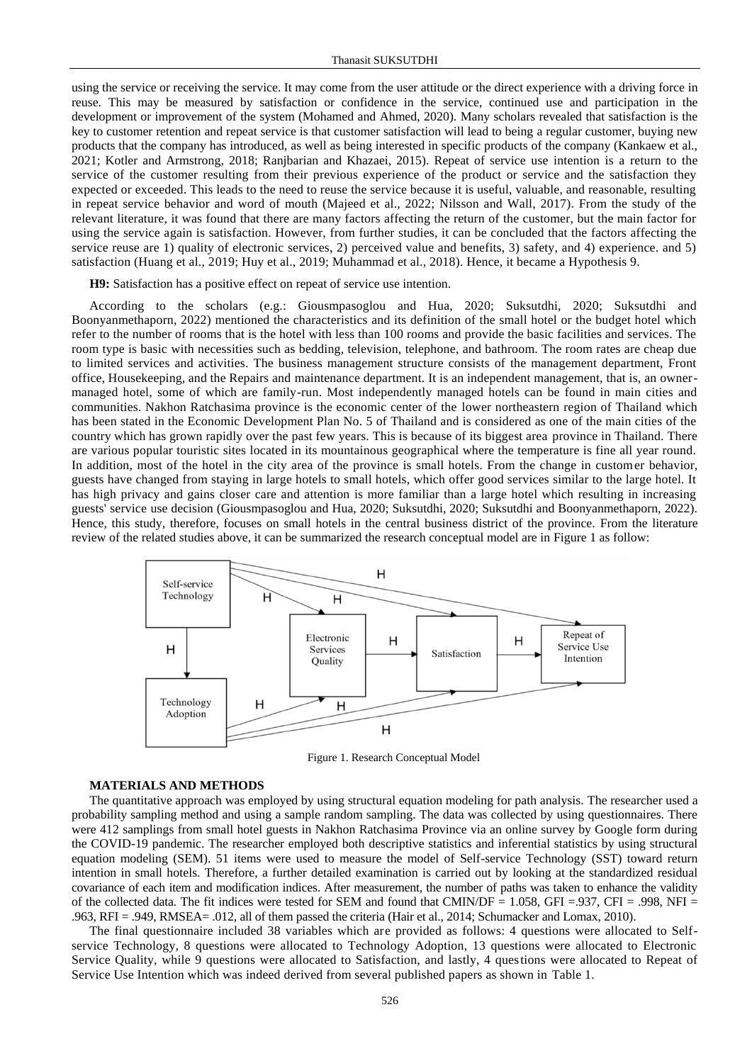using the service or receiving the service. It may come from the user attitude or the direct experience with a driving force in reuse. This may be measured by satisfaction or confidence in the service, continued use and participation in the development or improvement of the system (Mohamed and Ahmed, 2020). Many scholars revealed that satisfaction is the key to customer retention and repeat service is that customer satisfaction will lead to being a regular customer, buying new products that the company has introduced, as well as being interested in specific products of the company (Kankaew et al., 2021; Kotler and Armstrong, 2018; Ranjbarian and Khazaei, 2015). Repeat of service use intention is a return to the service of the customer resulting from their previous experience of the product or service and the satisfaction they expected or exceeded. This leads to the need to reuse the service because it is useful, valuable, and reasonable, resulting in repeat service behavior and word of mouth (Majeed et al., 2022; Nilsson and Wall, 2017). From the study of the relevant literature, it was found that there are many factors affecting the return of the customer, but the main factor for using the service again is satisfaction. However, from further studies, it can be concluded that the factors affecting the service reuse are 1) quality of electronic services, 2) perceived value and benefits, 3) safety, and 4) experience. and 5) satisfaction (Huang et al., 2019; Huy et al., 2019; Muhammad et al., 2018). Hence, it became a Hypothesis 9.

**H9:** Satisfaction has a positive effect on repeat of service use intention.

According to the scholars (e.g.: Giousmpasoglou and Hua, 2020; Suksutdhi, 2020; Suksutdhi and Boonyanmethaporn, 2022) mentioned the characteristics and its definition of the small hotel or the budget hotel which refer to the number of rooms that is the hotel with less than 100 rooms and provide the basic facilities and services. The room type is basic with necessities such as bedding, television, telephone, and bathroom. The room rates are cheap due to limited services and activities. The business management structure consists of the management department, Front office, Housekeeping, and the Repairs and maintenance department. It is an independent management, that is, an owner-managed hotel, some of which are family-run. Most independently managed hotels can be found in main cities and communities. Nakhon Ratchasima province is the economic center of the lower northeastern region of Thailand which has been stated in the Economic Development Plan No. 5 of Thailand and is considered as one of the main cities of the country which has grown rapidly over the past few years. This is because of its biggest area province in Thailand. There are various popular touristic sites located in its mountainous geographical where the temperature is fine all year round. In addition, most of the hotel in the city area of the province is small hotels. From the change in customer behavior, guests have changed from staying in large hotels to small hotels, which offer good services similar to the large hotel. It has high privacy and gains closer care and attention is more familiar than a large hotel which resulting in increasing guests' service use decision (Giousmpasoglou and Hua, 2020; Suksutdhi, 2020; Suksutdhi and Boonyanmethaporn, 2022). Hence, this study, therefore, focuses on small hotels in the central business district of the province. From the literature review of the related studies above, it can be summarized the research conceptual model are in Figure 1 as follow:

Figure 1. Research Conceptual Model

## MATERIALS AND METHODS

The quantitative approach was employed by using structural equation modeling for path analysis. The researcher used a probability sampling method and using a sample random sampling. The data was collected by using questionnaires. There were 412 samplings from small hotel guests in Nakhon Ratchasima Province via an online survey by Google form during the COVID-19 pandemic. The researcher employed both descriptive statistics and inferential statistics by using structural equation modeling (SEM). 51 items were used to measure the model of Self-service Technology (SST) toward return intention in small hotels. Therefore, a further detailed examination is carried out by looking at the standardized residual covariance of each item and modification indices. After measurement, the number of paths was taken to enhance the validity of the collected data. The fit indices were tested for SEM and found that CMIN/DF = 1.058, GFI =.937, CFI = .998, NFI = .963, RFI = .949, RMSEA= .012, all of them passed the criteria (Hair et al., 2014; Schumacker and Lomax, 2010).

The final questionnaire included 38 variables which are provided as follows: 4 questions were allocated to Self-service Technology, 8 questions were allocated to Technology Adoption, 13 questions were allocated to Electronic Service Quality, while 9 questions were allocated to Satisfaction, and lastly, 4 questions were allocated to Repeat of Service Use Intention which was indeed derived from several published papers as shown in Table 1.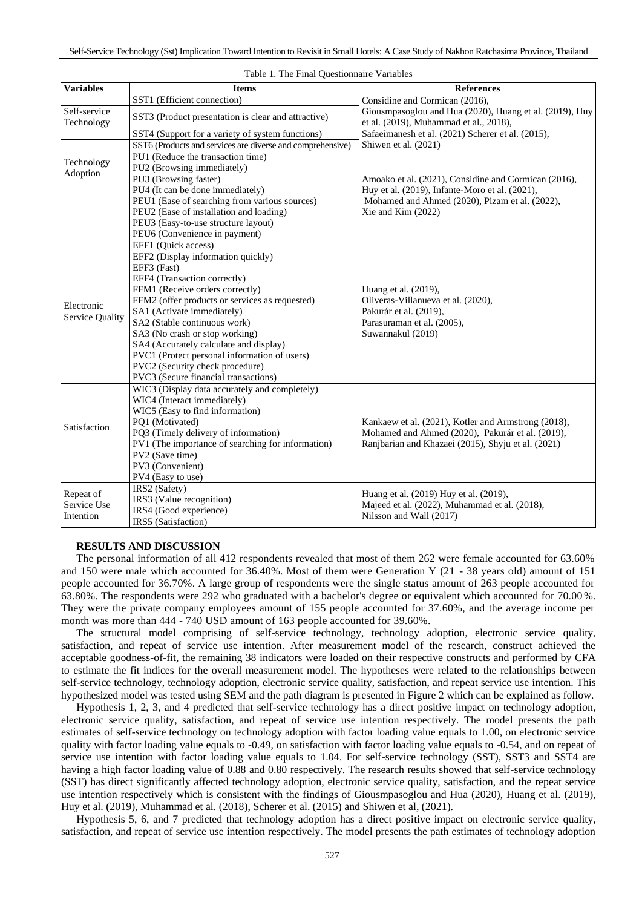Table 1. The Final Questionnaire Variables

| Variables | Items | References |
|---|---|---|
| | SST1 (Efficient connection) | Considine and Cormican (2016), Giousmpasoglou and Hua (2020), Huang et al. (2019), Huy et al. (2019), Muhammad et al., 2018), Safaeimanesh et al. (2021) Scherer et al. (2015), Shiwen et al. (2021) |
| Self-service Technology | SST3 (Product presentation is clear and attractive) | |
| | SST4 (Support for a variety of system functions) | |
| | SST6 (Products and services are diverse and comprehensive) | |
| Technology Adoption | PU1 (Reduce the transaction time)<br>PU2 (Browsing immediately)<br>PU3 (Browsing faster)<br>PU4 (It can be done immediately)<br>PEU1 (Ease of searching from various sources)<br>PEU2 (Ease of installation and loading)<br>PEU3 (Easy-to-use structure layout)<br>PEU6 (Convenience in payment) | Amoako et al. (2021), Considine and Cormican (2016), Huy et al. (2019), Infante-Moro et al. (2021), Mohamed and Ahmed (2020), Pizam et al. (2022), Xie and Kim (2022) |
| Electronic Service Quality | EFF1 (Quick access)<br>EFF2 (Display information quickly)<br>EFF3 (Fast)<br>EFF4 (Transaction correctly)<br>FFM1 (Receive orders correctly)<br>FFM2 (offer products or services as requested)<br>SA1 (Activate immediately)<br>SA2 (Stable continuous work)<br>SA3 (No crash or stop working)<br>SA4 (Accurately calculate and display)<br>PVC1 (Protect personal information of users)<br>PVC2 (Security check procedure)<br>PVC3 (Secure financial transactions) | Huang et al. (2019), Oliveras-Villanueva et al. (2020), Pakurár et al. (2019), Parasuraman et al. (2005), Suwannakul (2019) |
| Satisfaction | WIC3 (Display data accurately and completely)<br>WIC4 (Interact immediately)<br>WIC5 (Easy to find information)<br>PQ1 (Motivated)<br>PQ3 (Timely delivery of information)<br>PV1 (The importance of searching for information)<br>PV2 (Save time)<br>PV3 (Convenient)<br>PV4 (Easy to use) | Kankaew et al. (2021), Kotler and Armstrong (2018), Mohamed and Ahmed (2020), Pakurár et al. (2019), Ranjbarian and Khazaei (2015), Shyju et al. (2021) |
| Repeat of Service Use Intention | IRS2 (Safety)<br>IRS3 (Value recognition)<br>IRS4 (Good experience)<br>IRS5 (Satisfaction) | Huang et al. (2019) Huy et al. (2019), Majeed et al. (2022), Muhammad et al. (2018), Nilsson and Wall (2017) |

## RESULTS AND DISCUSSION

The personal information of all 412 respondents revealed that most of them 262 were female accounted for 63.60% and 150 were male which accounted for 36.40%. Most of them were Generation Y (21 - 38 years old) amount of 151 people accounted for 36.70%. A large group of respondents were the single status amount of 263 people accounted for 63.80%. The respondents were 292 who graduated with a bachelor's degree or equivalent which accounted for 70.00%. They were the private company employees amount of 155 people accounted for 37.60%, and the average income per month was more than 444 - 740 USD amount of 163 people accounted for 39.60%.

The structural model comprising of self-service technology, technology adoption, electronic service quality, satisfaction, and repeat of service use intention. After measurement model of the research, construct achieved the acceptable goodness-of-fit, the remaining 38 indicators were loaded on their respective constructs and performed by CFA to estimate the fit indices for the overall measurement model. The hypotheses were related to the relationships between self-service technology, technology adoption, electronic service quality, satisfaction, and repeat service use intention. This hypothesized model was tested using SEM and the path diagram is presented in Figure 2 which can be explained as follow.

Hypothesis 1, 2, 3, and 4 predicted that self-service technology has a direct positive impact on technology adoption, electronic service quality, satisfaction, and repeat of service use intention respectively. The model presents the path estimates of self-service technology on technology adoption with factor loading value equals to 1.00, on electronic service quality with factor loading value equals to -0.49, on satisfaction with factor loading value equals to -0.54, and on repeat of service use intention with factor loading value equals to 1.04. For self-service technology (SST), SST3 and SST4 are having a high factor loading value of 0.88 and 0.80 respectively. The research results showed that self-service technology (SST) has direct significantly affected technology adoption, electronic service quality, satisfaction, and the repeat service use intention respectively which is consistent with the findings of Giousmpasoglou and Hua (2020), Huang et al. (2019), Huy et al. (2019), Muhammad et al. (2018), Scherer et al. (2015) and Shiwen et al, (2021).

Hypothesis 5, 6, and 7 predicted that technology adoption has a direct positive impact on electronic service quality, satisfaction, and repeat of service use intention respectively. The model presents the path estimates of technology adoption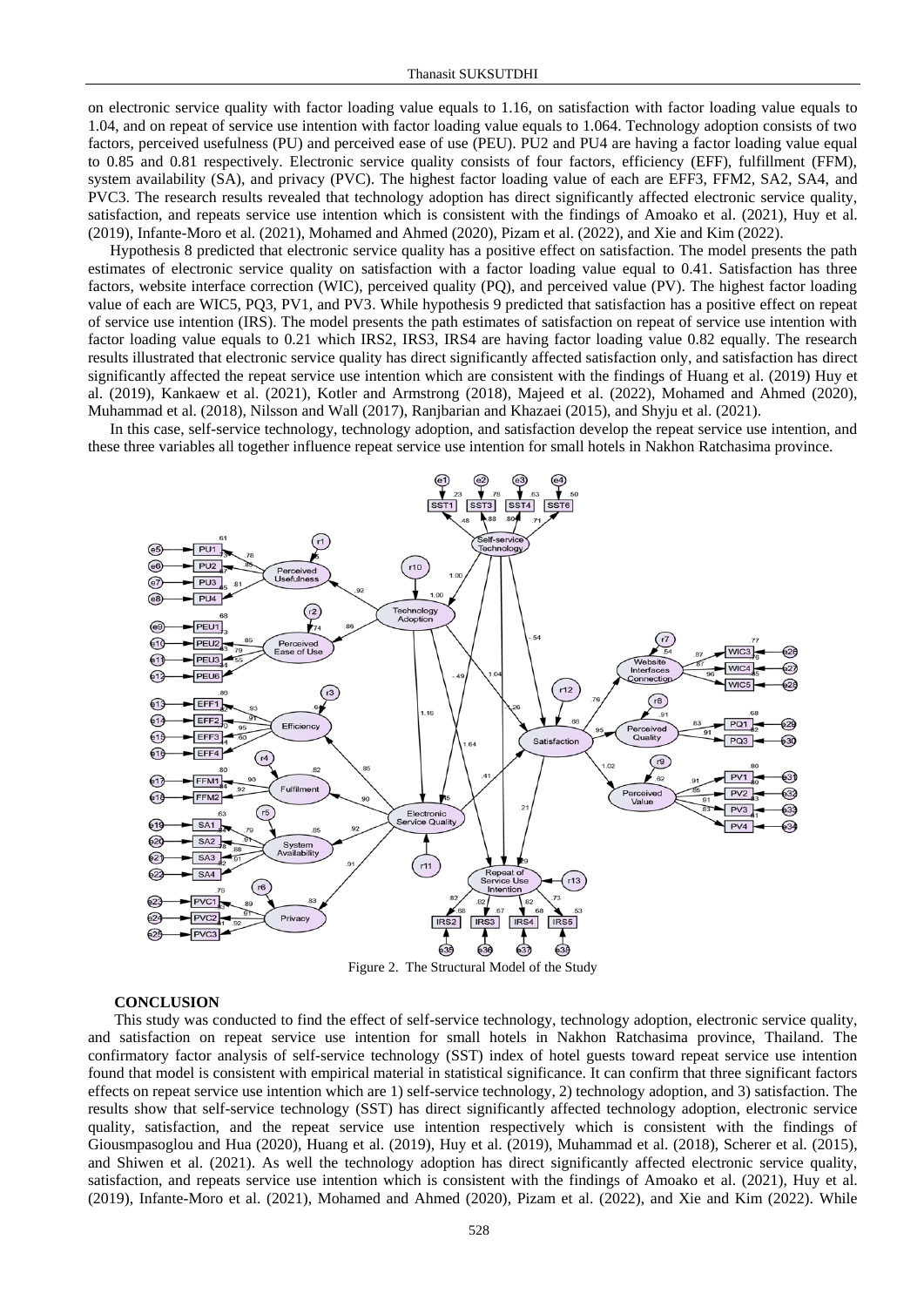on electronic service quality with factor loading value equals to 1.16, on satisfaction with factor loading value equals to 1.04, and on repeat of service use intention with factor loading value equals to 1.064. Technology adoption consists of two factors, perceived usefulness (PU) and perceived ease of use (PEU). PU2 and PU4 are having a factor loading value equal to 0.85 and 0.81 respectively. Electronic service quality consists of four factors, efficiency (EFF), fulfillment (FFM), system availability (SA), and privacy (PVC). The highest factor loading value of each are EFF3, FFM2, SA2, SA4, and PVC3. The research results revealed that technology adoption has direct significantly affected electronic service quality, satisfaction, and repeats service use intention which is consistent with the findings of Amoako et al. (2021), Huy et al. (2019), Infante-Moro et al. (2021), Mohamed and Ahmed (2020), Pizam et al. (2022), and Xie and Kim (2022).

Hypothesis 8 predicted that electronic service quality has a positive effect on satisfaction. The model presents the path estimates of electronic service quality on satisfaction with a factor loading value equal to 0.41. Satisfaction has three factors, website interface correction (WIC), perceived quality (PQ), and perceived value (PV). The highest factor loading value of each are WIC5, PQ3, PV1, and PV3. While hypothesis 9 predicted that satisfaction has a positive effect on repeat of service use intention (IRS). The model presents the path estimates of satisfaction on repeat of service use intention with factor loading value equals to 0.21 which IRS2, IRS3, IRS4 are having factor loading value 0.82 equally. The research results illustrated that electronic service quality has direct significantly affected satisfaction only, and satisfaction has direct significantly affected the repeat service use intention which are consistent with the findings of Huang et al. (2019) Huy et al. (2019), Kankaew et al. (2021), Kotler and Armstrong (2018), Majeed et al. (2022), Mohamed and Ahmed (2020), Muhammad et al. (2018), Nilsson and Wall (2017), Ranjbarian and Khazaei (2015), and Shyju et al. (2021).

In this case, self-service technology, technology adoption, and satisfaction develop the repeat service use intention, and these three variables all together influence repeat service use intention for small hotels in Nakhon Ratchasima province.

Figure 2. The Structural Model of the Study

## CONCLUSION

This study was conducted to find the effect of self-service technology, technology adoption, electronic service quality, and satisfaction on repeat service use intention for small hotels in Nakhon Ratchasima province, Thailand. The confirmatory factor analysis of self-service technology (SST) index of hotel guests toward repeat service use intention found that model is consistent with empirical material in statistical significance. It can confirm that three significant factors effects on repeat service use intention which are 1) self-service technology, 2) technology adoption, and 3) satisfaction. The results show that self-service technology (SST) has direct significantly affected technology adoption, electronic service quality, satisfaction, and the repeat service use intention respectively which is consistent with the findings of Giousmpasoglou and Hua (2020), Huang et al. (2019), Huy et al. (2019), Muhammad et al. (2018), Scherer et al. (2015), and Shiwen et al. (2021). As well the technology adoption has direct significantly affected electronic service quality, satisfaction, and repeats service use intention which is consistent with the findings of Amoako et al. (2021), Huy et al. (2019), Infante-Moro et al. (2021), Mohamed and Ahmed (2020), Pizam et al. (2022), and Xie and Kim (2022). While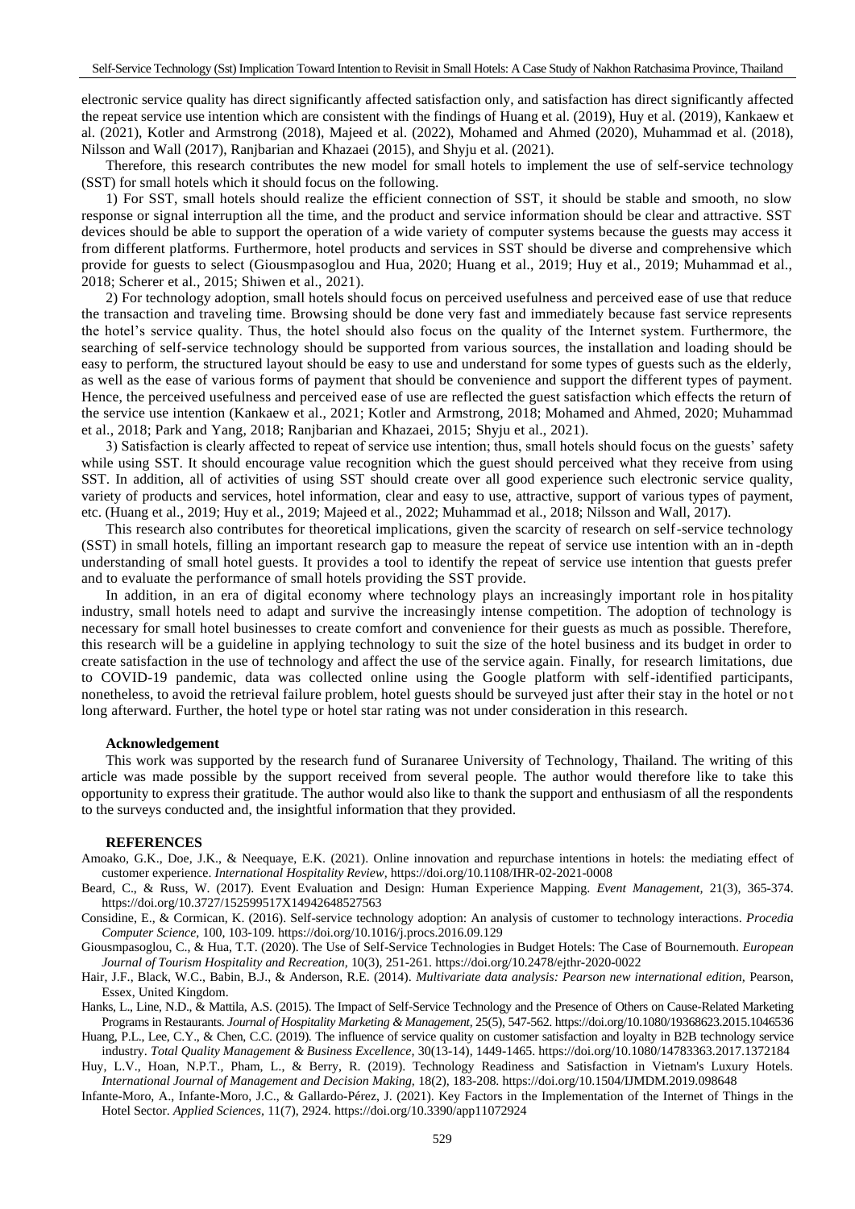electronic service quality has direct significantly affected satisfaction only, and satisfaction has direct significantly affected the repeat service use intention which are consistent with the findings of Huang et al. (2019), Huy et al. (2019), Kankaew et al. (2021), Kotler and Armstrong (2018), Majeed et al. (2022), Mohamed and Ahmed (2020), Muhammad et al. (2018), Nilsson and Wall (2017), Ranjbarian and Khazaei (2015), and Shyju et al. (2021).

Therefore, this research contributes the new model for small hotels to implement the use of self-service technology (SST) for small hotels which it should focus on the following.

1) For SST, small hotels should realize the efficient connection of SST, it should be stable and smooth, no slow response or signal interruption all the time, and the product and service information should be clear and attractive. SST devices should be able to support the operation of a wide variety of computer systems because the guests may access it from different platforms. Furthermore, hotel products and services in SST should be diverse and comprehensive which provide for guests to select (Giousmpasoglou and Hua, 2020; Huang et al., 2019; Huy et al., 2019; Muhammad et al., 2018; Scherer et al., 2015; Shiwen et al., 2021).

2) For technology adoption, small hotels should focus on perceived usefulness and perceived ease of use that reduce the transaction and traveling time. Browsing should be done very fast and immediately because fast service represents the hotel's service quality. Thus, the hotel should also focus on the quality of the Internet system. Furthermore, the searching of self-service technology should be supported from various sources, the installation and loading should be easy to perform, the structured layout should be easy to use and understand for some types of guests such as the elderly, as well as the ease of various forms of payment that should be convenience and support the different types of payment. Hence, the perceived usefulness and perceived ease of use are reflected the guest satisfaction which effects the return of the service use intention (Kankaew et al., 2021; Kotler and Armstrong, 2018; Mohamed and Ahmed, 2020; Muhammad et al., 2018; Park and Yang, 2018; Ranjbarian and Khazaei, 2015; Shyju et al., 2021).

3) Satisfaction is clearly affected to repeat of service use intention; thus, small hotels should focus on the guests' safety while using SST. It should encourage value recognition which the guest should perceived what they receive from using SST. In addition, all of activities of using SST should create over all good experience such electronic service quality, variety of products and services, hotel information, clear and easy to use, attractive, support of various types of payment, etc. (Huang et al., 2019; Huy et al., 2019; Majeed et al., 2022; Muhammad et al., 2018; Nilsson and Wall, 2017).

This research also contributes for theoretical implications, given the scarcity of research on self-service technology (SST) in small hotels, filling an important research gap to measure the repeat of service use intention with an in-depth understanding of small hotel guests. It provides a tool to identify the repeat of service use intention that guests prefer and to evaluate the performance of small hotels providing the SST provide.

In addition, in an era of digital economy where technology plays an increasingly important role in hospitality industry, small hotels need to adapt and survive the increasingly intense competition. The adoption of technology is necessary for small hotel businesses to create comfort and convenience for their guests as much as possible. Therefore, this research will be a guideline in applying technology to suit the size of the hotel business and its budget in order to create satisfaction in the use of technology and affect the use of the service again. Finally, for research limitations, due to COVID-19 pandemic, data was collected online using the Google platform with self-identified participants, nonetheless, to avoid the retrieval failure problem, hotel guests should be surveyed just after their stay in the hotel or not long afterward. Further, the hotel type or hotel star rating was not under consideration in this research.

## Acknowledgement

This work was supported by the research fund of Suranaree University of Technology, Thailand. The writing of this article was made possible by the support received from several people. The author would therefore like to take this opportunity to express their gratitude. The author would also like to thank the support and enthusiasm of all the respondents to the surveys conducted and, the insightful information that they provided.

## REFERENCES

Amoako, G.K., Doe, J.K., & Neequaye, E.K. (2021). Online innovation and repurchase intentions in hotels: the mediating effect of customer experience. *International Hospitality Review*, https://doi.org/10.1108/IHR-02-2021-0008

Beard, C., & Russ, W. (2017). Event Evaluation and Design: Human Experience Mapping. *Event Management*, 21(3), 365-374. https://doi.org/10.3727/152599517X14942648527563

Considine, E., & Cormican, K. (2016). Self-service technology adoption: An analysis of customer to technology interactions. *Procedia Computer Science*, 100, 103-109. https://doi.org/10.1016/j.procs.2016.09.129

Giousmpasoglou, C., & Hua, T.T. (2020). The Use of Self-Service Technologies in Budget Hotels: The Case of Bournemouth. *European Journal of Tourism Hospitality and Recreation*, 10(3), 251-261. https://doi.org/10.2478/ejthr-2020-0022

Hair, J.F., Black, W.C., Babin, B.J., & Anderson, R.E. (2014). *Multivariate data analysis: Pearson new international edition*, Pearson, Essex, United Kingdom.

Hanks, L., Line, N.D., & Mattila, A.S. (2015). The Impact of Self-Service Technology and the Presence of Others on Cause-Related Marketing Programs in Restaurants. *Journal of Hospitality Marketing & Management*, 25(5), 547-562. https://doi.org/10.1080/19368623.2015.1046536

Huang, P.L., Lee, C.Y., & Chen, C.C. (2019). The influence of service quality on customer satisfaction and loyalty in B2B technology service industry. *Total Quality Management & Business Excellence*, 30(13-14), 1449-1465. https://doi.org/10.1080/14783363.2017.1372184

Huy, L.V., Hoan, N.P.T., Pham, L., & Berry, R. (2019). Technology Readiness and Satisfaction in Vietnam's Luxury Hotels. *International Journal of Management and Decision Making*, 18(2), 183-208. https://doi.org/10.1504/IJMDM.2019.098648

Infante-Moro, A., Infante-Moro, J.C., & Gallardo-Pérez, J. (2021). Key Factors in the Implementation of the Internet of Things in the Hotel Sector. *Applied Sciences*, 11(7), 2924. https://doi.org/10.3390/app11072924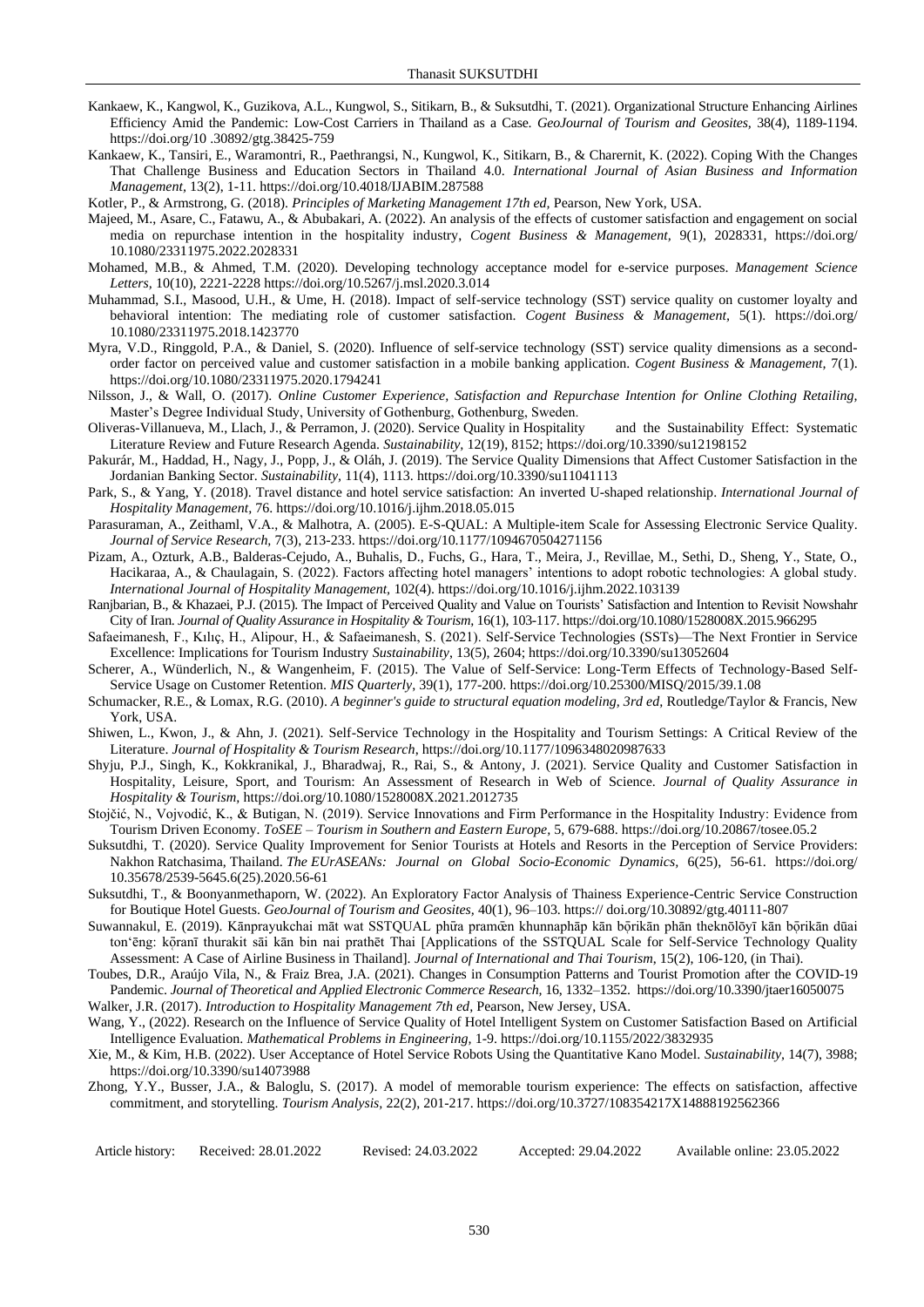Kankaew, K., Kangwol, K., Guzikova, A.L., Kungwol, S., Sitikarn, B., & Suksutdhi, T. (2021). Organizational Structure Enhancing Airlines Efficiency Amid the Pandemic: Low-Cost Carriers in Thailand as a Case. *GeoJournal of Tourism and Geosites,* 38(4), 1189-1194. https://doi.org/10 .30892/gtg.38425-759

Kankaew, K., Tansiri, E., Waramontri, R., Paethrangsi, N., Kungwol, K., Sitikarn, B., & Charernit, K. (2022). Coping With the Changes That Challenge Business and Education Sectors in Thailand 4.0. *International Journal of Asian Business and Information Management,* 13(2), 1-11. https://doi.org/10.4018/IJABIM.287588

Kotler, P., & Armstrong, G. (2018). *Principles of Marketing Management 17th ed,* Pearson, New York, USA.

Majeed, M., Asare, C., Fatawu, A., & Abubakari, A. (2022). An analysis of the effects of customer satisfaction and engagement on social media on repurchase intention in the hospitality industry, *Cogent Business & Management,* 9(1), 2028331, https://doi.org/ 10.1080/23311975.2022.2028331

Mohamed, M.B., & Ahmed, T.M. (2020). Developing technology acceptance model for e-service purposes. *Management Science Letters,* 10(10), 2221-2228 https://doi.org/10.5267/j.msl.2020.3.014

Muhammad, S.I., Masood, U.H., & Ume, H. (2018). Impact of self-service technology (SST) service quality on customer loyalty and behavioral intention: The mediating role of customer satisfaction. *Cogent Business & Management,* 5(1). https://doi.org/ 10.1080/23311975.2018.1423770

Myra, V.D., Ringgold, P.A., & Daniel, S. (2020). Influence of self-service technology (SST) service quality dimensions as a second-order factor on perceived value and customer satisfaction in a mobile banking application. *Cogent Business & Management,* 7(1). https://doi.org/10.1080/23311975.2020.1794241

Nilsson, J., & Wall, O. (2017). *Online Customer Experience, Satisfaction and Repurchase Intention for Online Clothing Retailing,* Master's Degree Individual Study, University of Gothenburg, Gothenburg, Sweden.

Oliveras-Villanueva, M., Llach, J., & Perramon, J. (2020). Service Quality in Hospitality and the Sustainability Effect: Systematic Literature Review and Future Research Agenda. *Sustainability,* 12(19), 8152; https://doi.org/10.3390/su12198152

Pakurár, M., Haddad, H., Nagy, J., Popp, J., & Oláh, J. (2019). The Service Quality Dimensions that Affect Customer Satisfaction in the Jordanian Banking Sector. *Sustainability,* 11(4), 1113. https://doi.org/10.3390/su11041113

Park, S., & Yang, Y. (2018). Travel distance and hotel service satisfaction: An inverted U-shaped relationship. *International Journal of Hospitality Management,* 76. https://doi.org/10.1016/j.ijhm.2018.05.015

Parasuraman, A., Zeithaml, V.A., & Malhotra, A. (2005). E-S-QUAL: A Multiple-item Scale for Assessing Electronic Service Quality. *Journal of Service Research,* 7(3), 213-233. https://doi.org/10.1177/1094670504271156

Pizam, A., Ozturk, A.B., Balderas-Cejudo, A., Buhalis, D., Fuchs, G., Hara, T., Meira, J., Revillae, M., Sethi, D., Sheng, Y., State, O., Hacikaraa, A., & Chaulagain, S. (2022). Factors affecting hotel managers' intentions to adopt robotic technologies: A global study. *International Journal of Hospitality Management,* 102(4). https://doi.org/10.1016/j.ijhm.2022.103139

Ranjbarian, B., & Khazaei, P.J. (2015). The Impact of Perceived Quality and Value on Tourists' Satisfaction and Intention to Revisit Nowshahr City of Iran. *Journal of Quality Assurance in Hospitality & Tourism,* 16(1), 103-117. https://doi.org/10.1080/1528008X.2015.966295

Safaeimanesh, F., Kılıç, H., Alipour, H., & Safaeimanesh, S. (2021). Self-Service Technologies (SSTs)—The Next Frontier in Service Excellence: Implications for Tourism Industry *Sustainability,* 13(5), 2604; https://doi.org/10.3390/su13052604

Scherer, A., Wünderlich, N., & Wangenheim, F. (2015). The Value of Self-Service: Long-Term Effects of Technology-Based Self-Service Usage on Customer Retention. *MIS Quarterly,* 39(1), 177-200. https://doi.org/10.25300/MISQ/2015/39.1.08

Schumacker, R.E., & Lomax, R.G. (2010). *A beginner's guide to structural equation modeling, 3rd ed,* Routledge/Taylor & Francis, New York, USA.

Shiwen, L., Kwon, J., & Ahn, J. (2021). Self-Service Technology in the Hospitality and Tourism Settings: A Critical Review of the Literature. *Journal of Hospitality & Tourism Research,* https://doi.org/10.1177/1096348020987633

Shyju, P.J., Singh, K., Kokkranikal, J., Bharadwaj, R., Rai, S., & Antony, J. (2021). Service Quality and Customer Satisfaction in Hospitality, Leisure, Sport, and Tourism: An Assessment of Research in Web of Science. *Journal of Quality Assurance in Hospitality & Tourism,* https://doi.org/10.1080/1528008X.2021.2012735

Stojčić, N., Vojvodić, K., & Butigan, N. (2019). Service Innovations and Firm Performance in the Hospitality Industry: Evidence from Tourism Driven Economy. *ToSEE – Tourism in Southern and Eastern Europe,* 5, 679-688. https://doi.org/10.20867/tosee.05.2

Suksutdhi, T. (2020). Service Quality Improvement for Senior Tourists at Hotels and Resorts in the Perception of Service Providers: Nakhon Ratchasima, Thailand. *The EUrASEANs: Journal on Global Socio-Economic Dynamics,* 6(25), 56-61. https://doi.org/ 10.35678/2539-5645.6(25).2020.56-61

Suksutdhi, T., & Boonyanmethaporn, W. (2022). An Exploratory Factor Analysis of Thainess Experience-Centric Service Construction for Boutique Hotel Guests. *GeoJournal of Tourism and Geosites,* 40(1), 96–103. https:// doi.org/10.30892/gtg.40111-807

Suwannakul, E. (2019). Kānprayukchai māt wat SSTQUAL phư̄a pramœ̄n khunnaphāp kān bǭrikān phān theknōlōyī kān bǭrikān dūai ton'ēng: kǭranī thurakit sāi kān bin nai prathēt Thai [Applications of the SSTQUAL Scale for Self-Service Technology Quality Assessment: A Case of Airline Business in Thailand]. *Journal of International and Thai Tourism,* 15(2), 106-120, (in Thai).

Toubes, D.R., Araújo Vila, N., & Fraiz Brea, J.A. (2021). Changes in Consumption Patterns and Tourist Promotion after the COVID-19 Pandemic. *Journal of Theoretical and Applied Electronic Commerce Research,* 16, 1332–1352. https://doi.org/10.3390/jtaer16050075

Walker, J.R. (2017). *Introduction to Hospitality Management 7th ed,* Pearson, New Jersey, USA.

Wang, Y., (2022). Research on the Influence of Service Quality of Hotel Intelligent System on Customer Satisfaction Based on Artificial Intelligence Evaluation. *Mathematical Problems in Engineering,* 1-9. https://doi.org/10.1155/2022/3832935

Xie, M., & Kim, H.B. (2022). User Acceptance of Hotel Service Robots Using the Quantitative Kano Model. *Sustainability,* 14(7), 3988; https://doi.org/10.3390/su14073988

Zhong, Y.Y., Busser, J.A., & Baloglu, S. (2017). A model of memorable tourism experience: The effects on satisfaction, affective commitment, and storytelling. *Tourism Analysis,* 22(2), 201-217. https://doi.org/10.3727/108354217X14888192562366

Article history: Received: 28.01.2022 Revised: 24.03.2022 Accepted: 29.04.2022 Available online: 23.05.2022